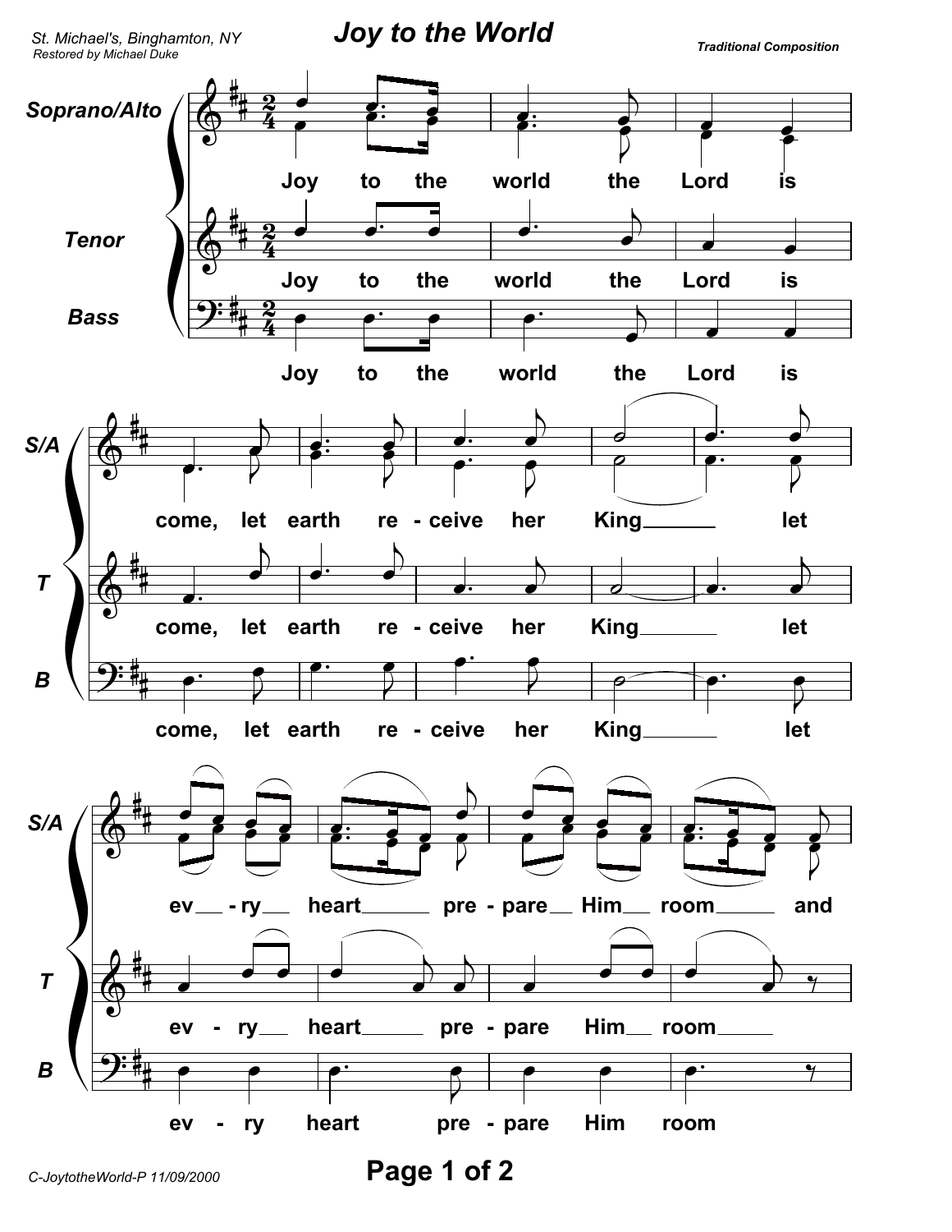St. Michael's, Binghamton, NY
Restored by Michael Duke

# Joy to the World

***Traditional Composition***

**Soprano/Alto**

**Joy to the world the Lord is**

**Tenor**

**Joy to the world the Lord is**

**Bass**

**Joy to the world the Lord is**

**S/A**

**come, let earth re - ceive her King______ let**

**T**

**come, let earth re - ceive her King______ let**

**B**

**come, let earth re - ceive her King______ let**

**S/A**

**ev__ - ry__ heart______ pre - pare__ Him__ room_____ and**

**T**

**ev - ry__ heart_____ pre - pare Him__ room_____**

**B**

**ev - ry heart pre - pare Him room**

C-JoytotheWorld-P 11/09/2000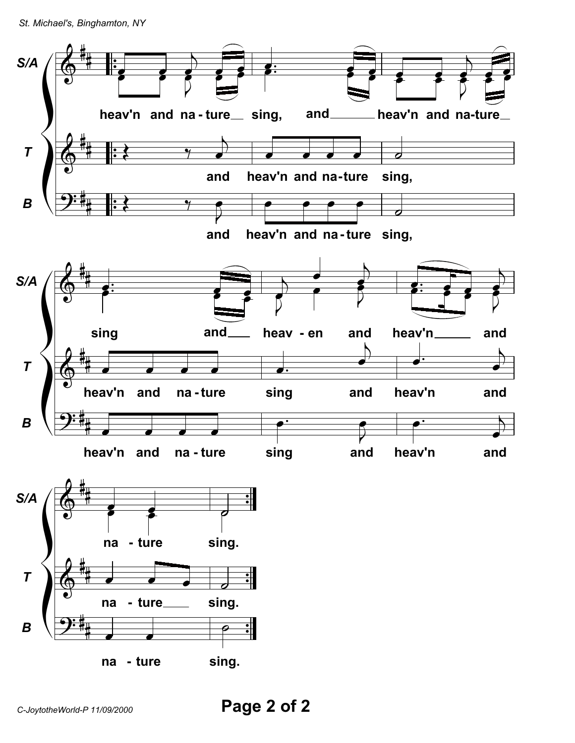S/A: heav'n and na - ture sing, and heav'n and na-ture

T: and heav'n and na - ture sing,

B: and heav'n and na - ture sing,

S/A: sing and heav - en and heav'n and

T: heav'n and na - ture sing and heav'n and

B: heav'n and na - ture sing and heav'n and

S/A: na - ture sing.

T: na - ture sing.

B: na - ture sing.